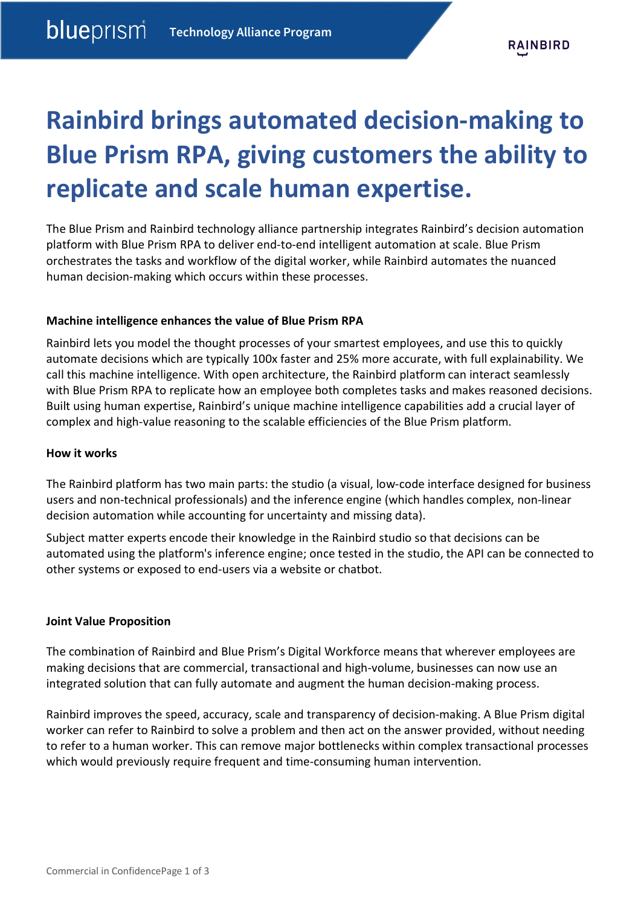# Rainbird brings automated decision-making to Blue Prism RPA, giving customers the ability to replicate and scale human expertise.

The Blue Prism and Rainbird technology alliance partnership integrates Rainbird's decision automation platform with Blue Prism RPA to deliver end-to-end intelligent automation at scale. Blue Prism orchestrates the tasks and workflow of the digital worker, while Rainbird automates the nuanced human decision-making which occurs within these processes.

**Machine intelligence enhances the value of Blue Prism RPA**

Rainbird lets you model the thought processes of your smartest employees, and use this to quickly automate decisions which are typically 100x faster and 25% more accurate, with full explainability. We call this machine intelligence. With open architecture, the Rainbird platform can interact seamlessly with Blue Prism RPA to replicate how an employee both completes tasks and makes reasoned decisions. Built using human expertise, Rainbird's unique machine intelligence capabilities add a crucial layer of complex and high-value reasoning to the scalable efficiencies of the Blue Prism platform.

**How it works**

The Rainbird platform has two main parts: the studio (a visual, low-code interface designed for business users and non-technical professionals) and the inference engine (which handles complex, non-linear decision automation while accounting for uncertainty and missing data).

Subject matter experts encode their knowledge in the Rainbird studio so that decisions can be automated using the platform's inference engine; once tested in the studio, the API can be connected to other systems or exposed to end-users via a website or chatbot.

**Joint Value Proposition**

The combination of Rainbird and Blue Prism's Digital Workforce means that wherever employees are making decisions that are commercial, transactional and high-volume, businesses can now use an integrated solution that can fully automate and augment the human decision-making process.

Rainbird improves the speed, accuracy, scale and transparency of decision-making. A Blue Prism digital worker can refer to Rainbird to solve a problem and then act on the answer provided, without needing to refer to a human worker. This can remove major bottlenecks within complex transactional processes which would previously require frequent and time-consuming human intervention.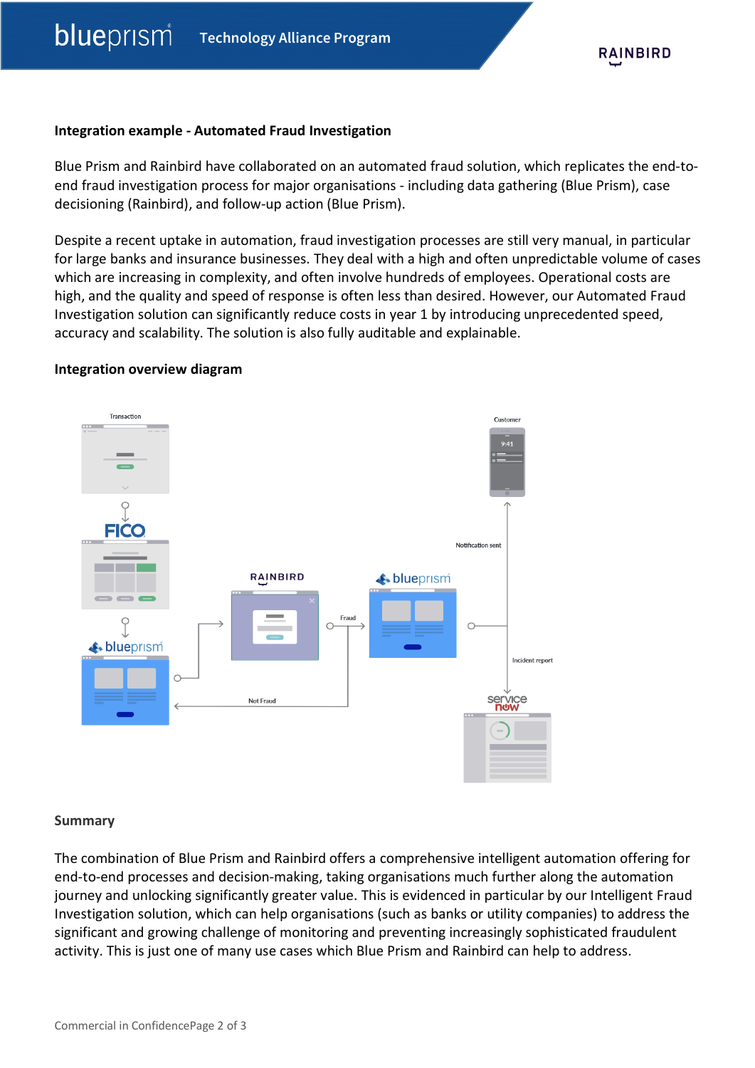**Integration example - Automated Fraud Investigation**

Blue Prism and Rainbird have collaborated on an automated fraud solution, which replicates the end-to-end fraud investigation process for major organisations - including data gathering (Blue Prism), case decisioning (Rainbird), and follow-up action (Blue Prism).

Despite a recent uptake in automation, fraud investigation processes are still very manual, in particular for large banks and insurance businesses. They deal with a high and often unpredictable volume of cases which are increasing in complexity, and often involve hundreds of employees. Operational costs are high, and the quality and speed of response is often less than desired. However, our Automated Fraud Investigation solution can significantly reduce costs in year 1 by introducing unprecedented speed, accuracy and scalability. The solution is also fully auditable and explainable.

**Integration overview diagram**

Transaction

FICO

blueprism

RAINBIRD

Fraud

Not Fraud

blueprism

Notification sent

Customer

Incident report

servicenow

**Summary**

The combination of Blue Prism and Rainbird offers a comprehensive intelligent automation offering for end-to-end processes and decision-making, taking organisations much further along the automation journey and unlocking significantly greater value. This is evidenced in particular by our Intelligent Fraud Investigation solution, which can help organisations (such as banks or utility companies) to address the significant and growing challenge of monitoring and preventing increasingly sophisticated fraudulent activity. This is just one of many use cases which Blue Prism and Rainbird can help to address.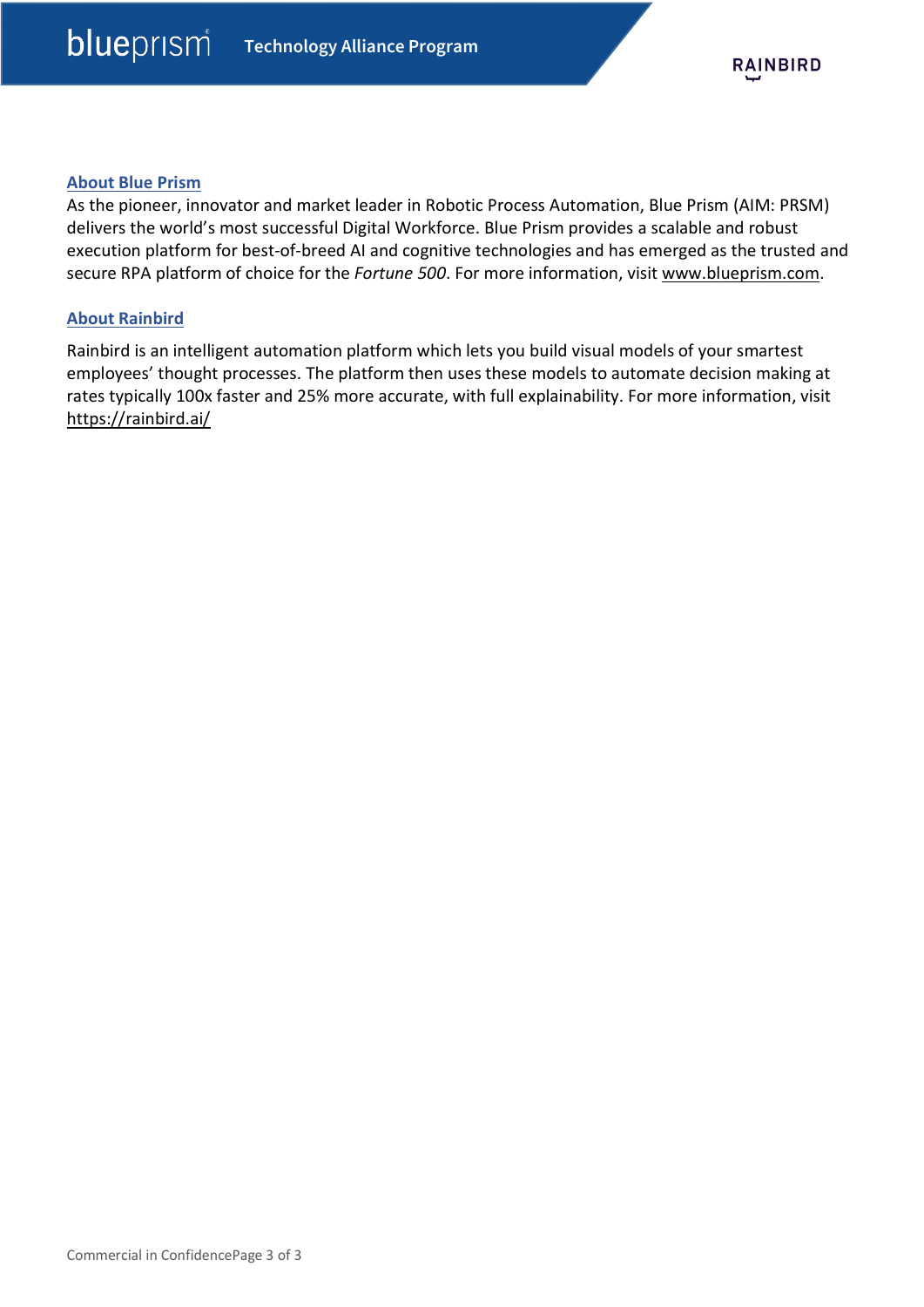## About Blue Prism

As the pioneer, innovator and market leader in Robotic Process Automation, Blue Prism (AIM: PRSM) delivers the world's most successful Digital Workforce. Blue Prism provides a scalable and robust execution platform for best-of-breed AI and cognitive technologies and has emerged as the trusted and secure RPA platform of choice for the *Fortune 500*. For more information, visit www.blueprism.com.

## About Rainbird

Rainbird is an intelligent automation platform which lets you build visual models of your smartest employees' thought processes. The platform then uses these models to automate decision making at rates typically 100x faster and 25% more accurate, with full explainability. For more information, visit https://rainbird.ai/